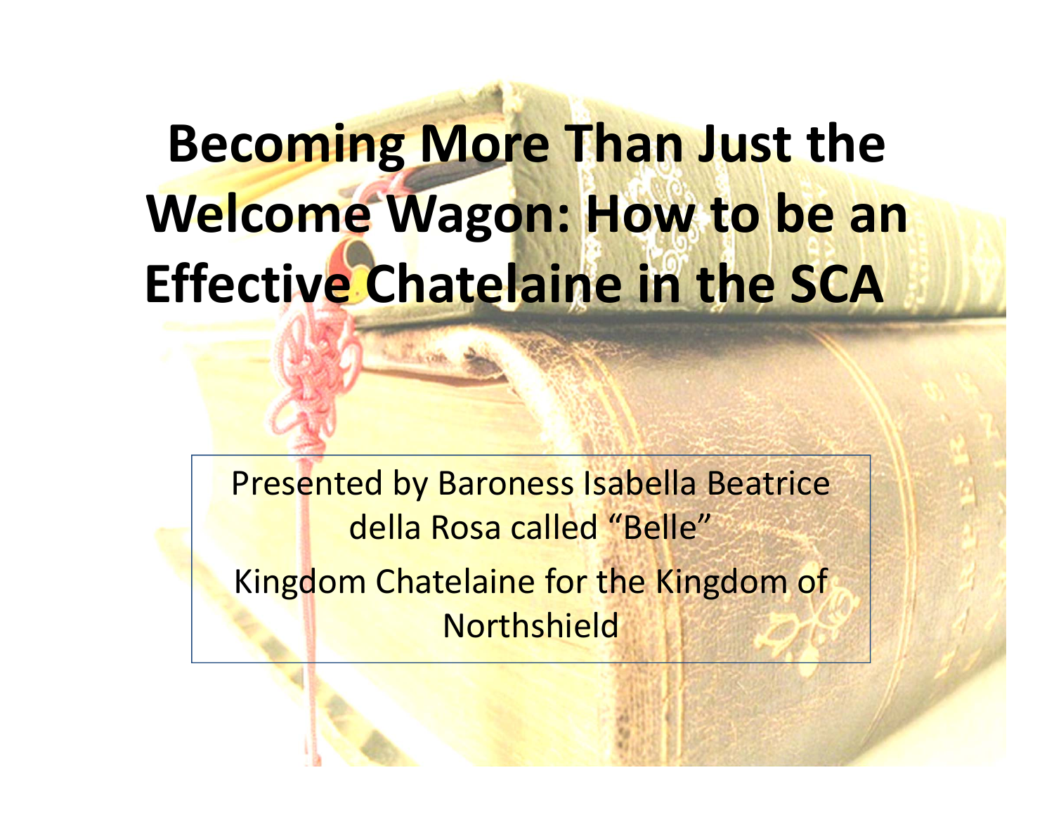# Becoming More Than Just the Welcome Wagon: How to be an Effective Chatelaine in the SCA

Presented by Baroness Isabella Beatrice della Rosa called "Belle"

Kingdom Chatelaine for the Kingdom of Northshield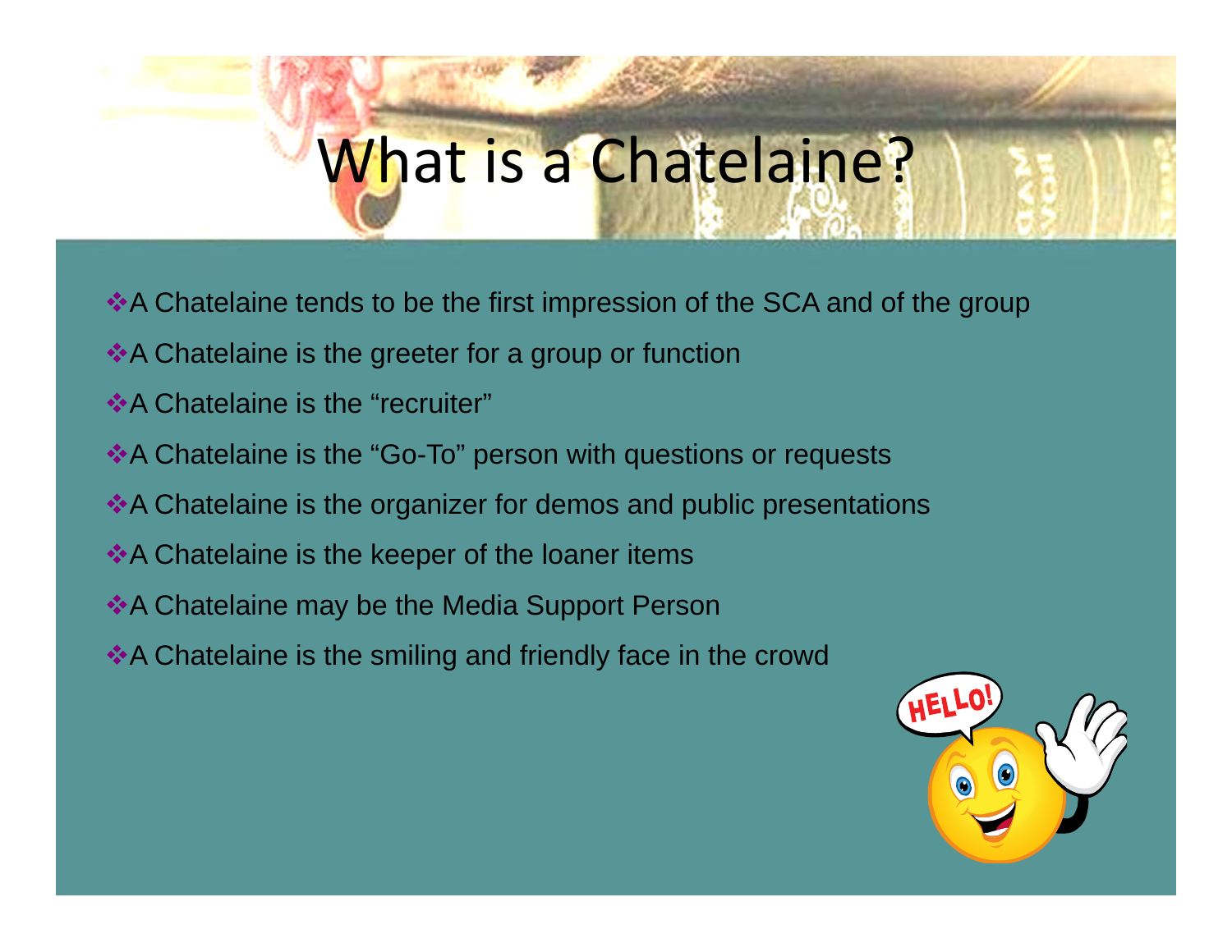# What is a Chatelaine?

- A Chatelaine tends to be the first impression of the SCA and of the group
- A Chatelaine is the greeter for a group or function
- A Chatelaine is the "recruiter"
- A Chatelaine is the "Go-To" person with questions or requests
- A Chatelaine is the organizer for demos and public presentations
- A Chatelaine is the keeper of the loaner items
- A Chatelaine may be the Media Support Person
- A Chatelaine is the smiling and friendly face in the crowd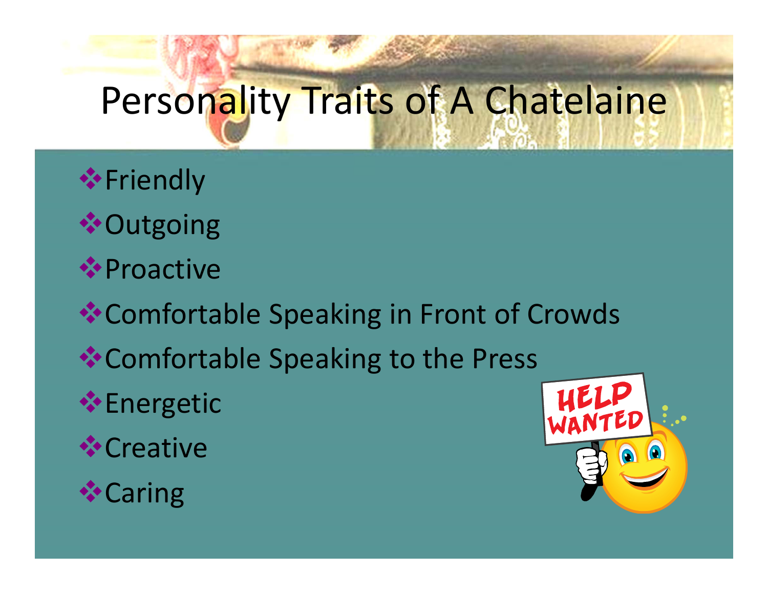# Personality Traits of A Chatelaine

- Friendly
- Outgoing
- Proactive
- Comfortable Speaking in Front of Crowds
- Comfortable Speaking to the Press
- Energetic
- Creative
- Caring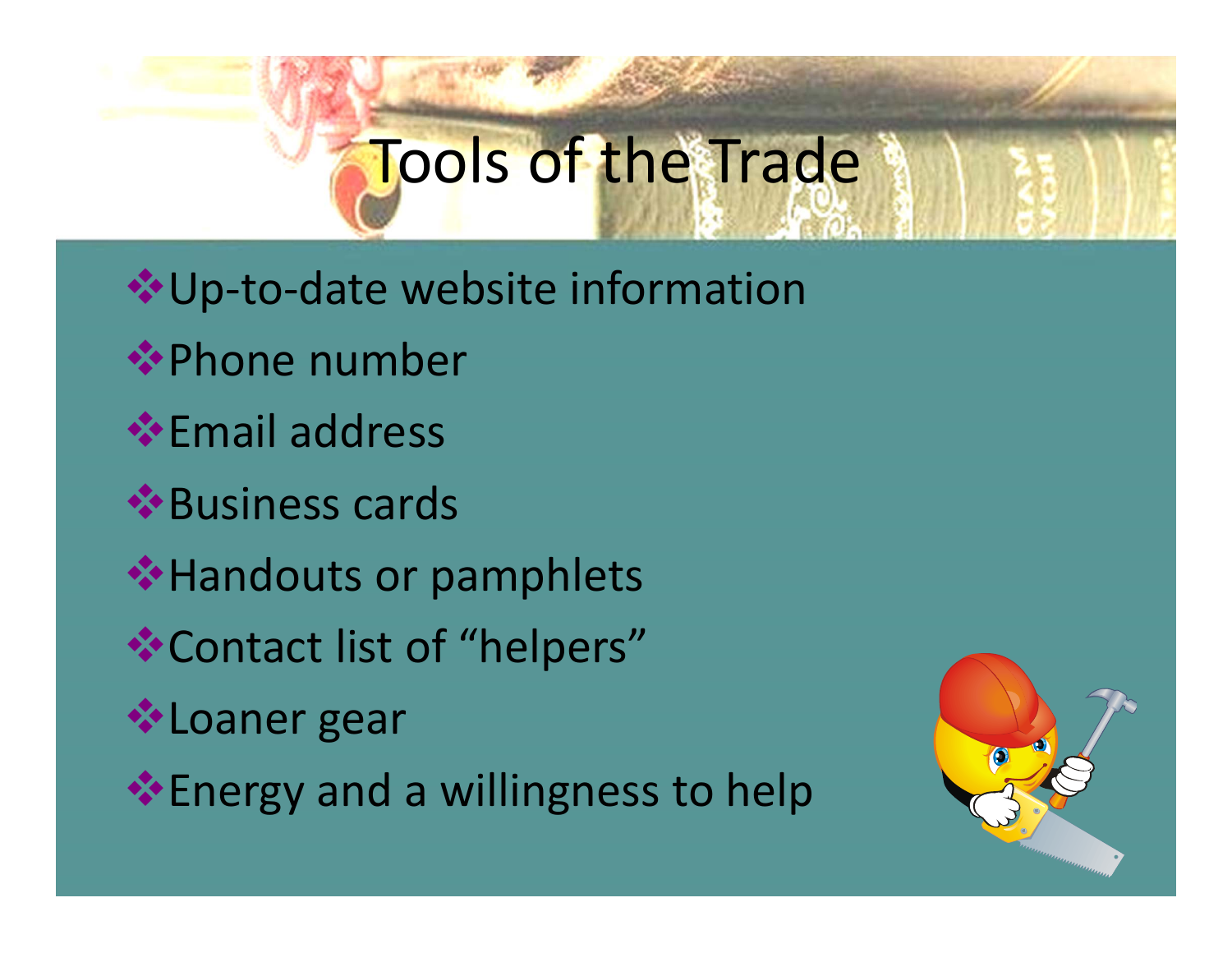# Tools of the Trade

- Up-to-date website information
- Phone number
- Email address
- Business cards
- Handouts or pamphlets
- Contact list of "helpers"
- Loaner gear
- Energy and a willingness to help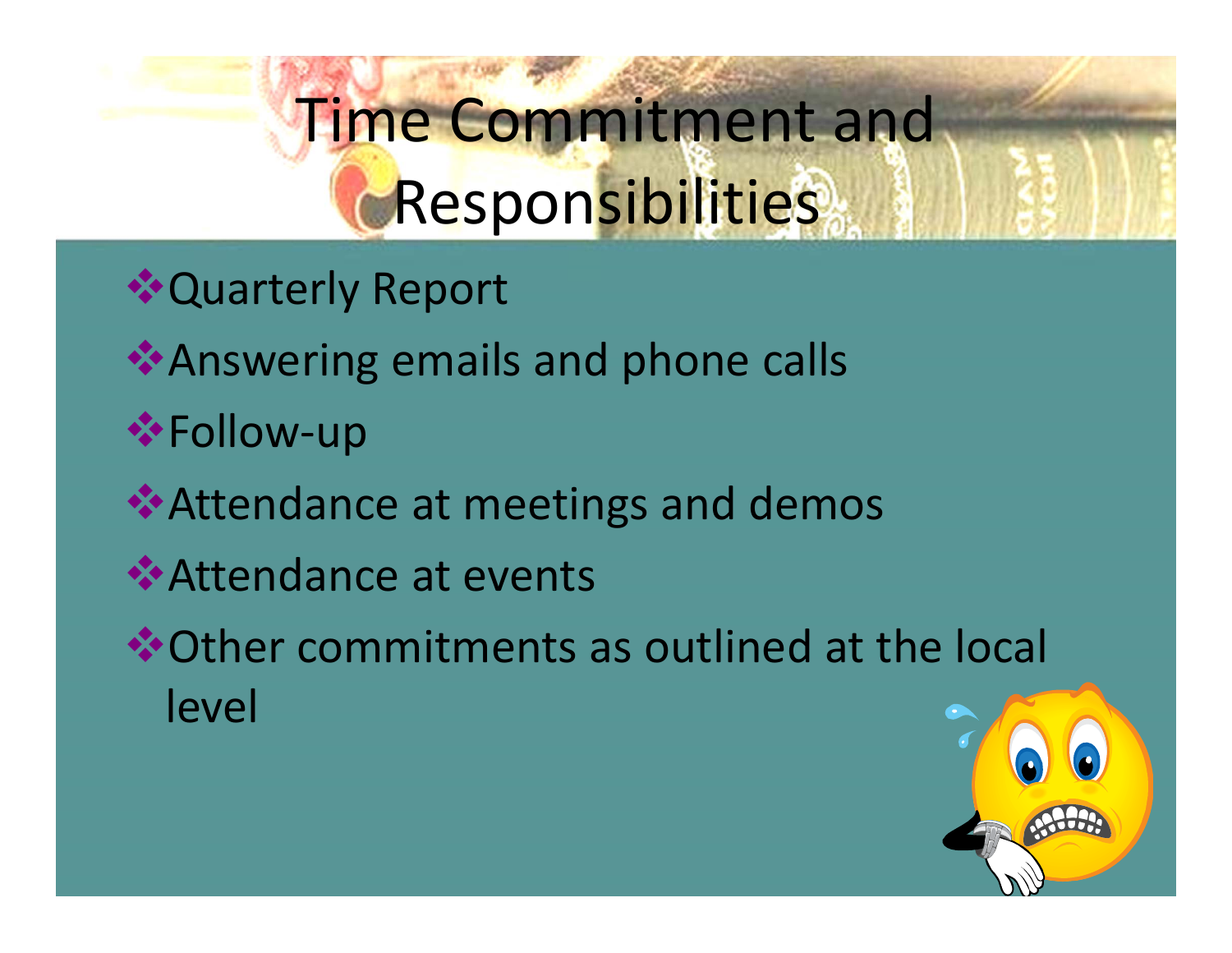# Time Commitment and Responsibilities

- Quarterly Report
- Answering emails and phone calls
- Follow-up
- Attendance at meetings and demos
- Attendance at events
- Other commitments as outlined at the local level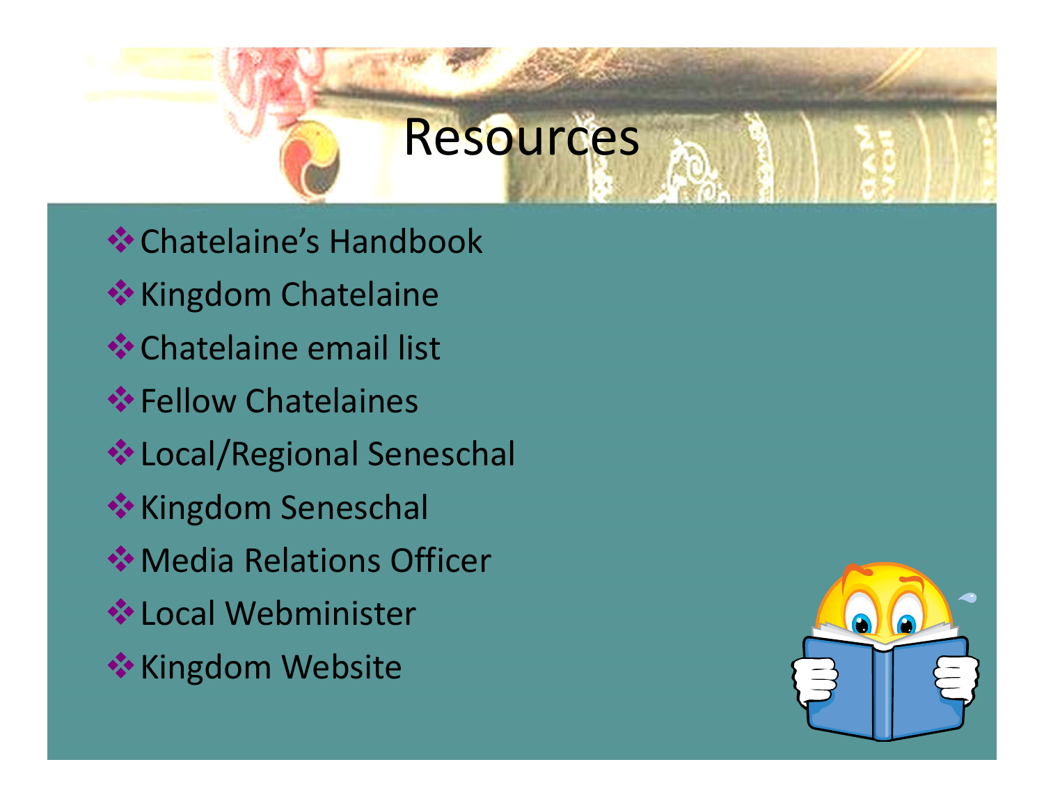# Resources

- Chatelaine's Handbook
- Kingdom Chatelaine
- Chatelaine email list
- Fellow Chatelaines
- Local/Regional Seneschal
- Kingdom Seneschal
- Media Relations Officer
- Local Webminister
- Kingdom Website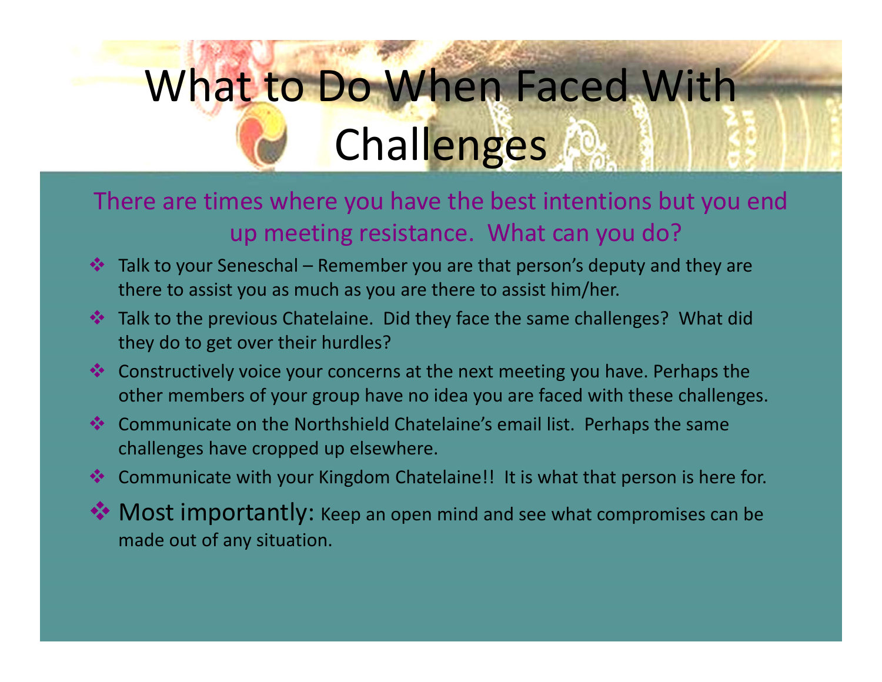# What to Do When Faced With Challenges

There are times where you have the best intentions but you end up meeting resistance. What can you do?

- Talk to your Seneschal – Remember you are that person's deputy and they are there to assist you as much as you are there to assist him/her.
- Talk to the previous Chatelaine. Did they face the same challenges? What did they do to get over their hurdles?
- Constructively voice your concerns at the next meeting you have. Perhaps the other members of your group have no idea you are faced with these challenges.
- Communicate on the Northshield Chatelaine's email list. Perhaps the same challenges have cropped up elsewhere.
- Communicate with your Kingdom Chatelaine!! It is what that person is here for.
- Most importantly: Keep an open mind and see what compromises can be made out of any situation.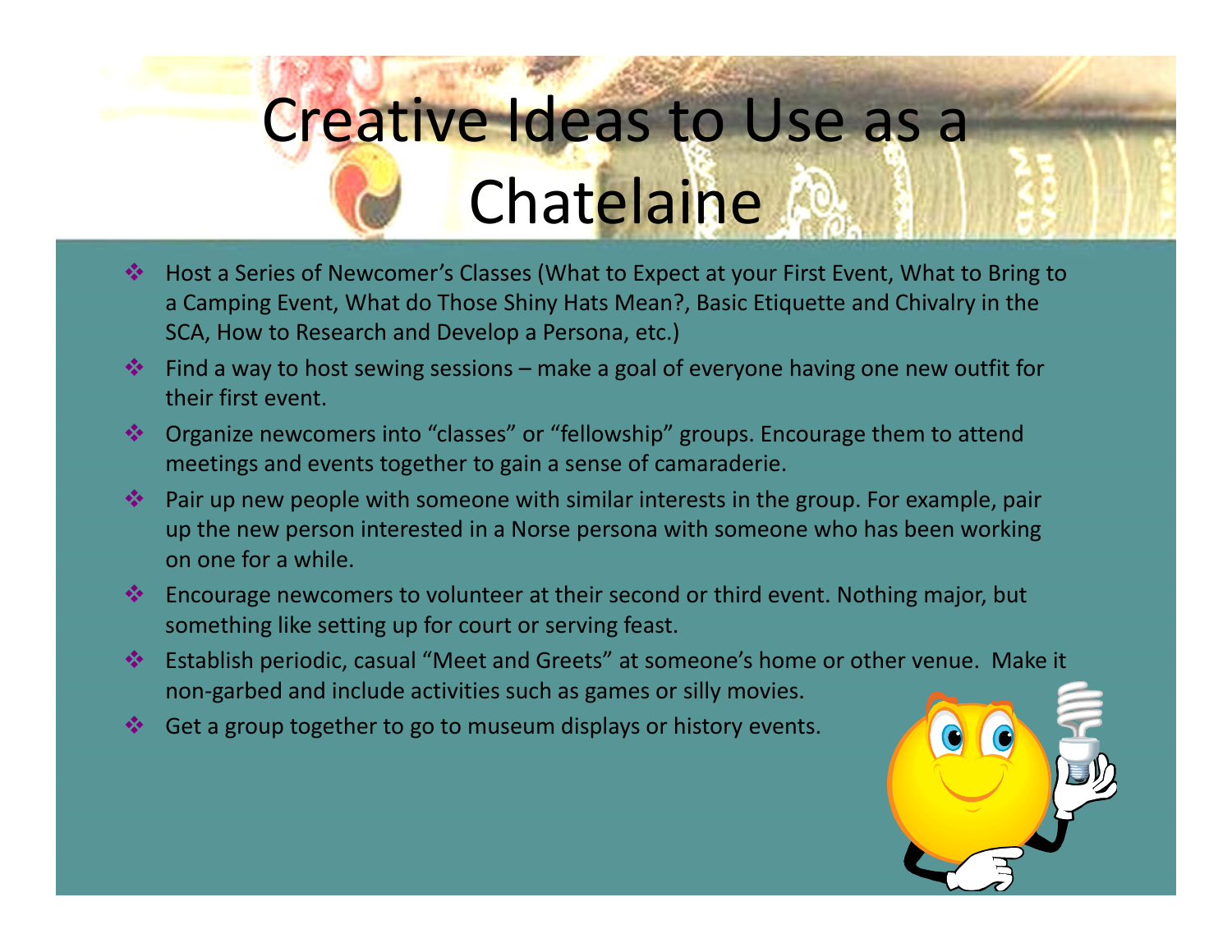# Creative Ideas to Use as a Chatelaine

- Host a Series of Newcomer's Classes (What to Expect at your First Event, What to Bring to a Camping Event, What do Those Shiny Hats Mean?, Basic Etiquette and Chivalry in the SCA, How to Research and Develop a Persona, etc.)
- Find a way to host sewing sessions – make a goal of everyone having one new outfit for their first event.
- Organize newcomers into "classes" or "fellowship" groups. Encourage them to attend meetings and events together to gain a sense of camaraderie.
- Pair up new people with someone with similar interests in the group. For example, pair up the new person interested in a Norse persona with someone who has been working on one for a while.
- Encourage newcomers to volunteer at their second or third event. Nothing major, but something like setting up for court or serving feast.
- Establish periodic, casual "Meet and Greets" at someone's home or other venue. Make it non-garbed and include activities such as games or silly movies.
- Get a group together to go to museum displays or history events.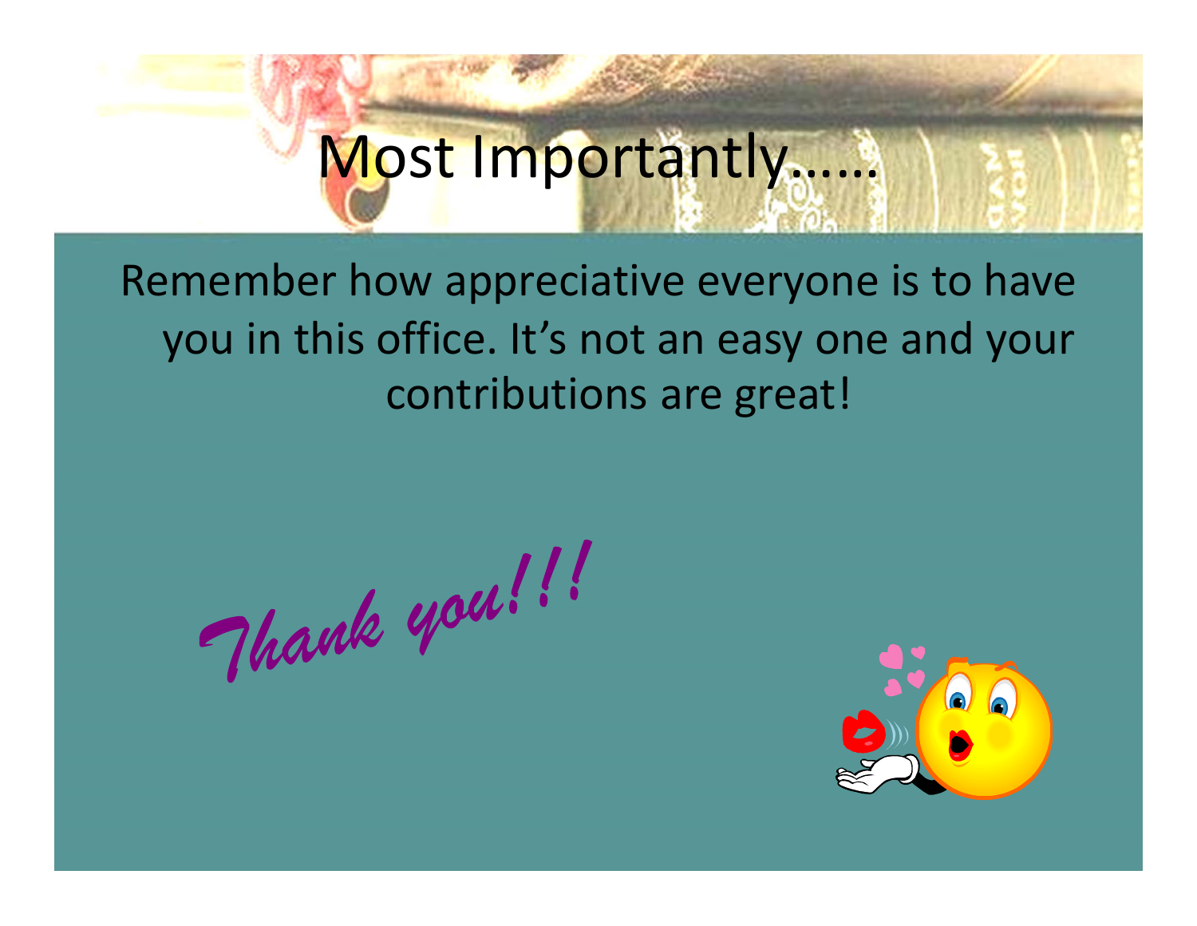# Most Importantly……

Remember how appreciative everyone is to have you in this office. It's not an easy one and your contributions are great!

*Thank you!!!*